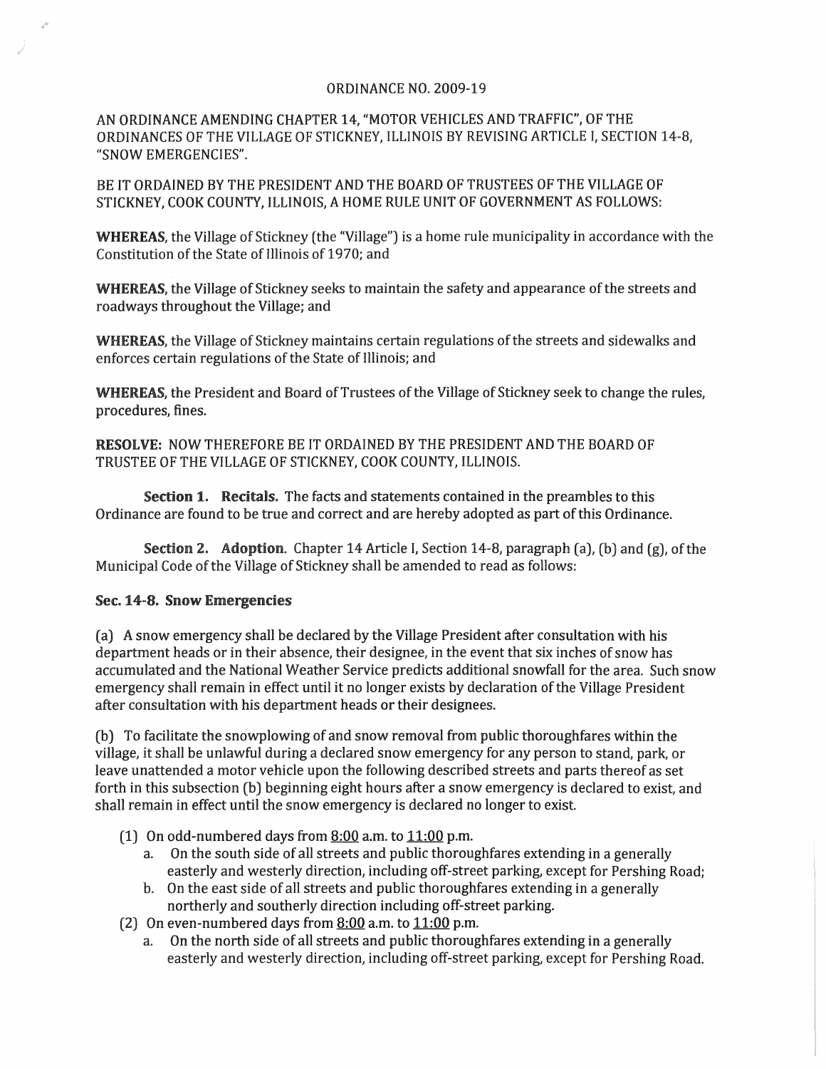ORDINANCE NO. 2009-19

AN ORDINANCE AMENDING CHAPTER 14, "MOTOR VEHICLES AND TRAFFIC", OF THE ORDINANCES OF THE VILLAGE OF STICKNEY, ILLINOIS BY REVISING ARTICLE I, SECTION 14-8, "SNOW EMERGENCIES".

BE IT ORDAINED BY THE PRESIDENT AND THE BOARD OF TRUSTEES OF THE VILLAGE OF STICKNEY, COOK COUNTY, ILLINOIS, A HOME RULE UNIT OF GOVERNMENT AS FOLLOWS:

**WHEREAS**, the Village of Stickney (the "Village") is a home rule municipality in accordance with the Constitution of the State of Illinois of 1970; and

**WHEREAS**, the Village of Stickney seeks to maintain the safety and appearance of the streets and roadways throughout the Village; and

**WHEREAS**, the Village of Stickney maintains certain regulations of the streets and sidewalks and enforces certain regulations of the State of Illinois; and

**WHEREAS**, the President and Board of Trustees of the Village of Stickney seek to change the rules, procedures, fines.

**RESOLVE:** NOW THEREFORE BE IT ORDAINED BY THE PRESIDENT AND THE BOARD OF TRUSTEE OF THE VILLAGE OF STICKNEY, COOK COUNTY, ILLINOIS.

**Section 1. Recitals.** The facts and statements contained in the preambles to this Ordinance are found to be true and correct and are hereby adopted as part of this Ordinance.

**Section 2. Adoption**. Chapter 14 Article I, Section 14-8, paragraph (a), (b) and (g), of the Municipal Code of the Village of Stickney shall be amended to read as follows:

**Sec. 14-8. Snow Emergencies**

(a) A snow emergency shall be declared by the Village President after consultation with his department heads or in their absence, their designee, in the event that six inches of snow has accumulated and the National Weather Service predicts additional snowfall for the area. Such snow emergency shall remain in effect until it no longer exists by declaration of the Village President after consultation with his department heads or their designees.

(b) To facilitate the snowplowing of and snow removal from public thoroughfares within the village, it shall be unlawful during a declared snow emergency for any person to stand, park, or leave unattended a motor vehicle upon the following described streets and parts thereof as set forth in this subsection (b) beginning eight hours after a snow emergency is declared to exist, and shall remain in effect until the snow emergency is declared no longer to exist.

(1) On odd-numbered days from <u>8:00</u> a.m. to <u>11:00</u> p.m.
   a. On the south side of all streets and public thoroughfares extending in a generally easterly and westerly direction, including off-street parking, except for Pershing Road;
   b. On the east side of all streets and public thoroughfares extending in a generally northerly and southerly direction including off-street parking.

(2) On even-numbered days from <u>8:00</u> a.m. to <u>11:00</u> p.m.
   a. On the north side of all streets and public thoroughfares extending in a generally easterly and westerly direction, including off-street parking, except for Pershing Road.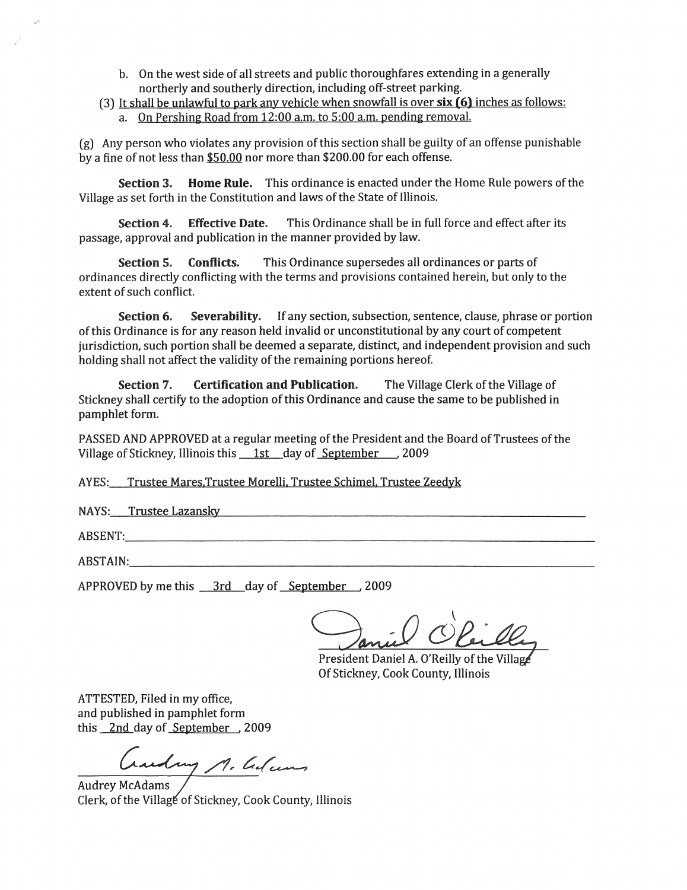b. On the west side of all streets and public thoroughfares extending in a generally northerly and southerly direction, including off-street parking.

(3) <u>It shall be unlawful to park any vehicle when snowfall is over **six (6)** inches as follows:</u>

a. <u>On Pershing Road from 12:00 a.m. to 5:00 a.m. pending removal.</u>

(g) Any person who violates any provision of this section shall be guilty of an offense punishable by a fine of not less than <u>$50.00</u> nor more than $200.00 for each offense.

**Section 3. Home Rule.** This ordinance is enacted under the Home Rule powers of the Village as set forth in the Constitution and laws of the State of Illinois.

**Section 4. Effective Date.** This Ordinance shall be in full force and effect after its passage, approval and publication in the manner provided by law.

**Section 5. Conflicts.** This Ordinance supersedes all ordinances or parts of ordinances directly conflicting with the terms and provisions contained herein, but only to the extent of such conflict.

**Section 6. Severability.** If any section, subsection, sentence, clause, phrase or portion of this Ordinance is for any reason held invalid or unconstitutional by any court of competent jurisdiction, such portion shall be deemed a separate, distinct, and independent provision and such holding shall not affect the validity of the remaining portions hereof.

**Section 7. Certification and Publication.** The Village Clerk of the Village of Stickney shall certify to the adoption of this Ordinance and cause the same to be published in pamphlet form.

PASSED AND APPROVED at a regular meeting of the President and the Board of Trustees of the Village of Stickney, Illinois this 1st day of September, 2009

AYES: Trustee Mares, Trustee Morelli, Trustee Schimel, Trustee Zeedyk

NAYS: Trustee Lazansky

ABSENT:

ABSTAIN:

APPROVED by me this 3rd day of September, 2009

Daniel O'Reilly

President Daniel A. O'Reilly of the Village
Of Stickney, Cook County, Illinois

ATTESTED, Filed in my office,
and published in pamphlet form
this 2nd day of September, 2009

Audrey M. Adams

Audrey McAdams
Clerk, of the Village of Stickney, Cook County, Illinois